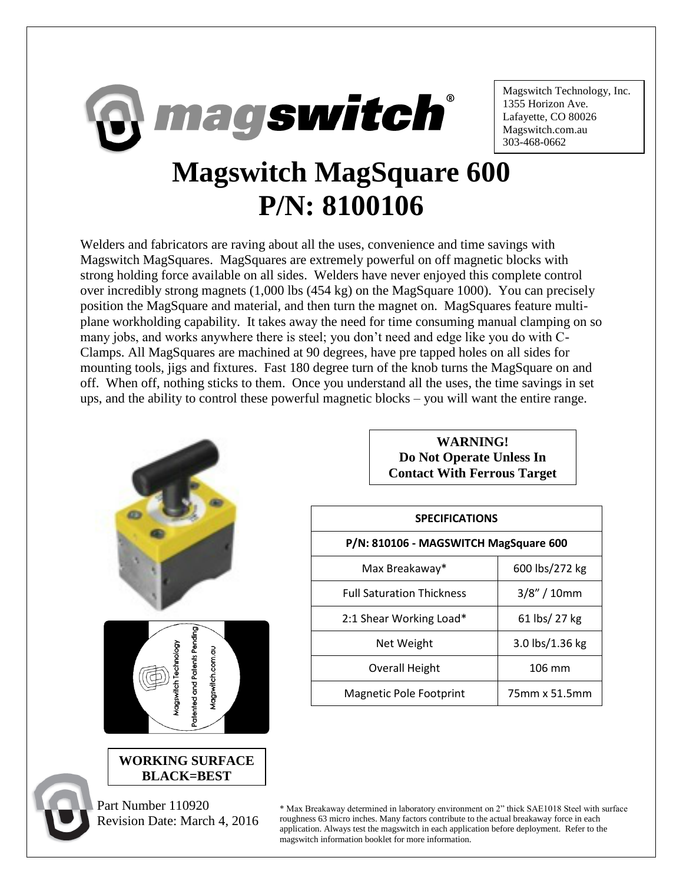Magswitch Technology, Inc.
1355 Horizon Ave.
Lafayette, CO 80026
Magswitch.com.au
303-468-0662

# Magswitch MagSquare 600
# P/N: 8100106

Welders and fabricators are raving about all the uses, convenience and time savings with Magswitch MagSquares. MagSquares are extremely powerful on off magnetic blocks with strong holding force available on all sides. Welders have never enjoyed this complete control over incredibly strong magnets (1,000 lbs (454 kg) on the MagSquare 1000). You can precisely position the MagSquare and material, and then turn the magnet on. MagSquares feature multi-plane workholding capability. It takes away the need for time consuming manual clamping on so many jobs, and works anywhere there is steel; you don't need and edge like you do with C-Clamps. All MagSquares are machined at 90 degrees, have pre tapped holes on all sides for mounting tools, jigs and fixtures. Fast 180 degree turn of the knob turns the MagSquare on and off. When off, nothing sticks to them. Once you understand all the uses, the time savings in set ups, and the ability to control these powerful magnetic blocks – you will want the entire range.

**WARNING!**
**Do Not Operate Unless In Contact With Ferrous Target**

| SPECIFICATIONS | |
|---|---|
| P/N: 810106 - MAGSWITCH MagSquare 600 | |
| Max Breakaway* | 600 lbs/272 kg |
| Full Saturation Thickness | 3/8" / 10mm |
| 2:1 Shear Working Load* | 61 lbs/ 27 kg |
| Net Weight | 3.0 lbs/1.36 kg |
| Overall Height | 106 mm |
| Magnetic Pole Footprint | 75mm x 51.5mm |

**WORKING SURFACE BLACK=BEST**

Part Number 110920
Revision Date: March 4, 2016

\* Max Breakaway determined in laboratory environment on 2" thick SAE1018 Steel with surface roughness 63 micro inches. Many factors contribute to the actual breakaway force in each application. Always test the magswitch in each application before deployment. Refer to the magswitch information booklet for more information.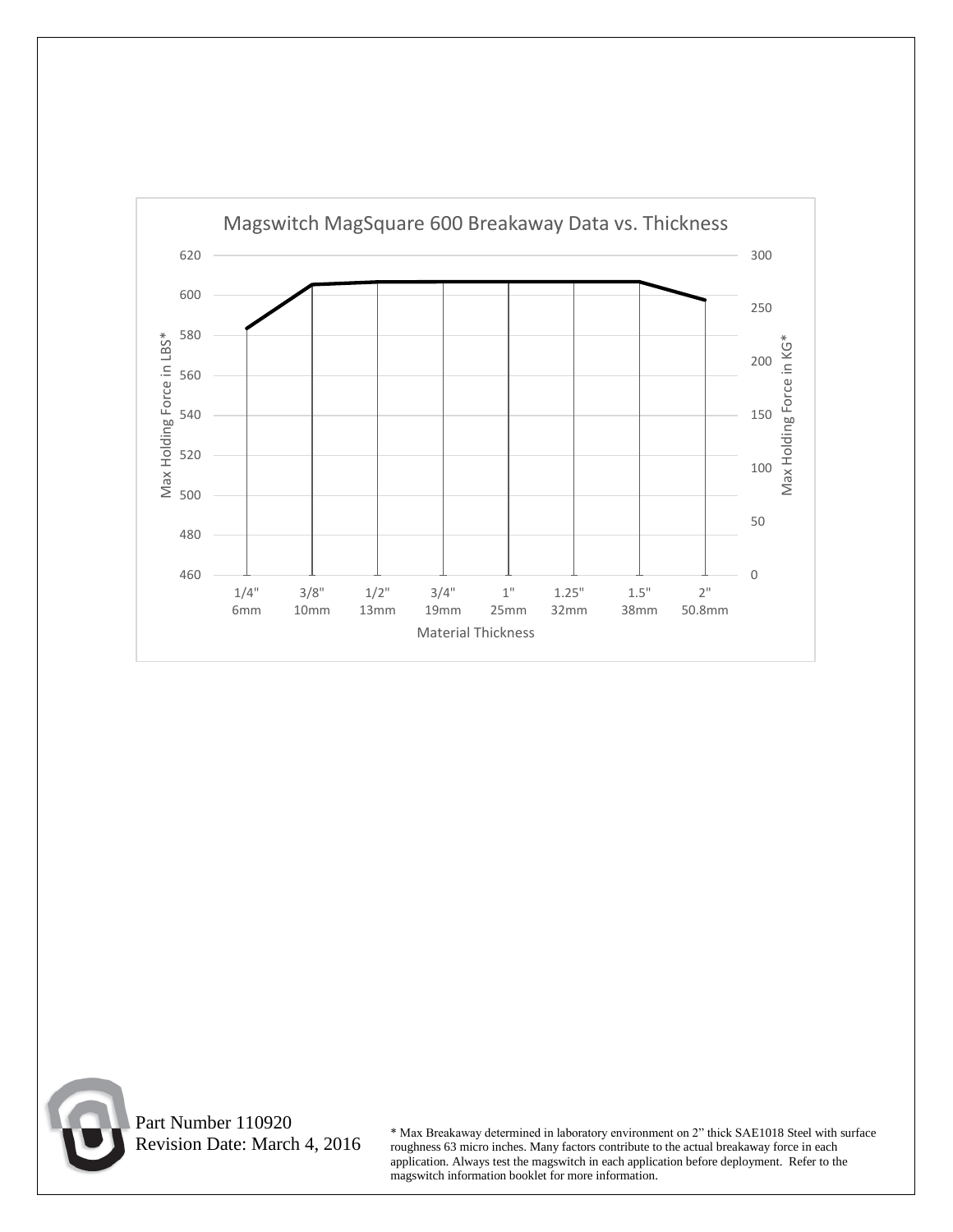**Magswitch MagSquare 600 Breakaway Data vs. Thickness**

Max Holding Force in LBS* (left axis: 460–620) / Max Holding Force in KG* (right axis: 0–300)

Material Thickness: 1/4" 6mm, 3/8" 10mm, 1/2" 13mm, 3/4" 19mm, 1" 25mm, 1.25" 32mm, 1.5" 38mm, 2" 50.8mm

Part Number 110920
Revision Date: March 4, 2016

* Max Breakaway determined in laboratory environment on 2" thick SAE1018 Steel with surface roughness 63 micro inches. Many factors contribute to the actual breakaway force in each application. Always test the magswitch in each application before deployment. Refer to the magswitch information booklet for more information.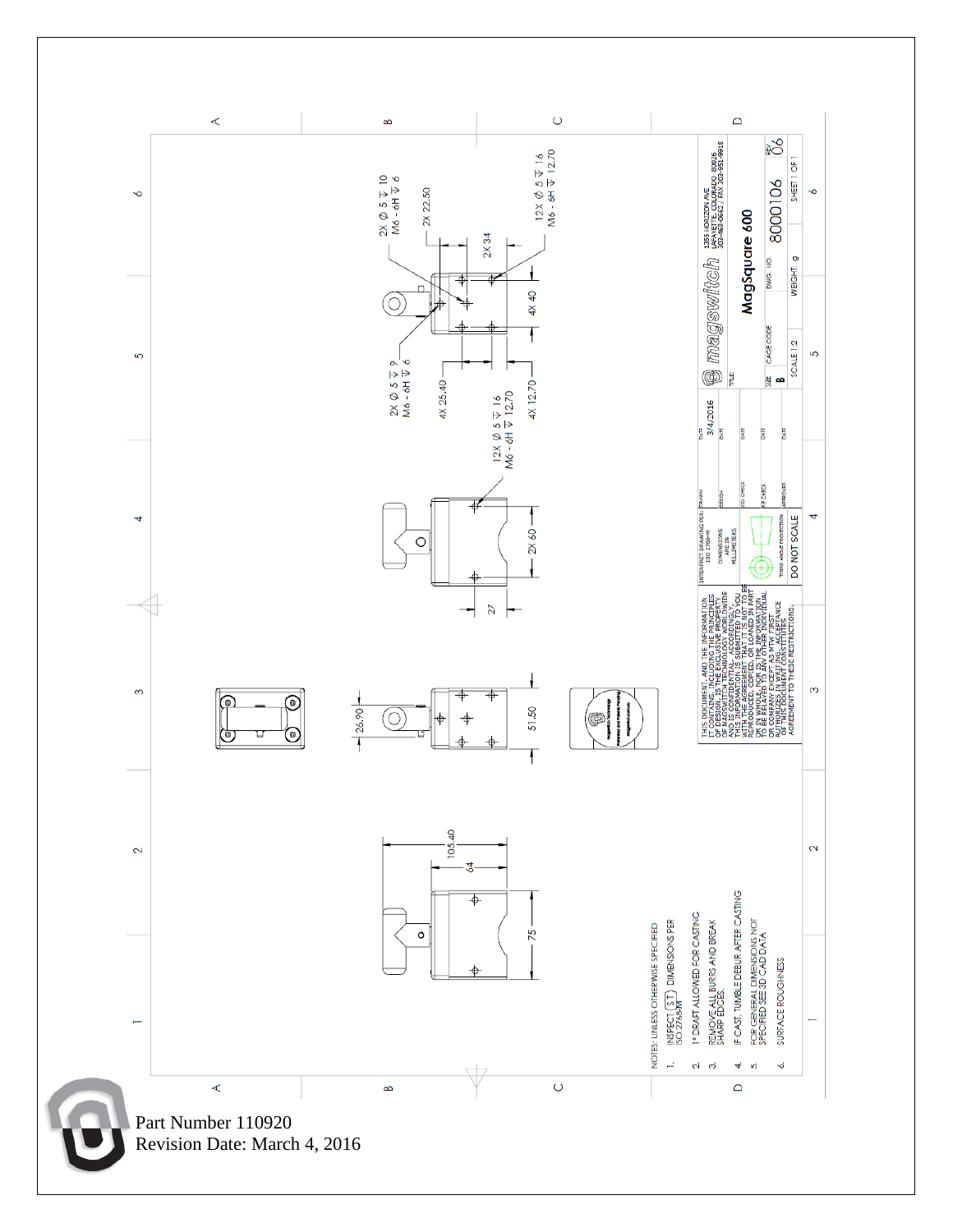NOTES: UNLESS OTHERWISE SPECIFIED

1. INSPECT (ST) DIMENSIONS PER ISO 2768-M
2. 1° DRAFT ALLOWED FOR CASTING
3. REMOVE ALL BURRS AND BREAK SHARP EDGES.
4. IF CAST, TUMBLE DEBUR AFTER CASTING
5. FOR GENERAL DIMENSIONS NOT SPECIFIED SEE 3D CAD DATA
6. SURFACE ROUGHNESS

2X Ø 5 ↧ 10
M6 - 6H ↧ 6

2X 22.50

2X 34

12X Ø 5 ↧ 16
M6 - 6H ↧ 12.70

4X 40

2X Ø 5 ↧ 9
M6 - 6H ↧ 6

4X 25.40

12X Ø 5 ↧ 16
M6 - 6H ↧ 12.70

4X 12.70

2X 60

27

26.90

51.50

105.40

64

75

THIS DOCUMENT, AND THE INFORMATION IT CONTAINS, INCLUDING THE PRINCIPLES OF DESIGN, IS THE EXCLUSIVE PROPERTY OF MAGSWITCH TECHNOLOGY WORLDWIDE AND IS CONFIDENTIAL. ACCORDINGLY, THIS INFORMATION IS SUBMITTED TO YOU WITH THE AGREEMENT THAT IT IS NOT TO BE REPRODUCED, COPIED, OR LOANED IN PART OR IN WHOLE, NOR IS THE INFORMATION TO BE RELAYED TO ANY OTHER INDIVIDUAL OR COMPANY EXCEPT AS MTW FIRST AUTHORIZES IN WRITING. ACCEPTANCE OF THIS DOCUMENT CONSTITUTES AGREEMENT TO THESE RESTRICTIONS.

INTERPRET DRAWING PER: ISO 2768-M

DIMENSIONS ARE IN MILLIMETERS

THIRD ANGLE PROJECTION

DO NOT SCALE

| | | |
|---|---|---|
| DRAWN | DATE | 3/4/2016 |
| DESIGN | DATE | |
| STD. CHECK | DATE | |
| F CHECK | DATE | |
| APPROVED | DATE | |

magswitch

1355 HORIZON AVE
LAFAYETTE, COLORADO 80026
303-468-0662 / FAX 303-951-9918

TITLE: MagSquare 600

| SIZE | CAGE CODE | DWG. NO | REV |
|---|---|---|---|
| B | | 8000106 | 06 |
| SCALE 1:2 | | WEIGHT: g | SHEET 1 OF 1 |

Part Number 110920
Revision Date: March 4, 2016